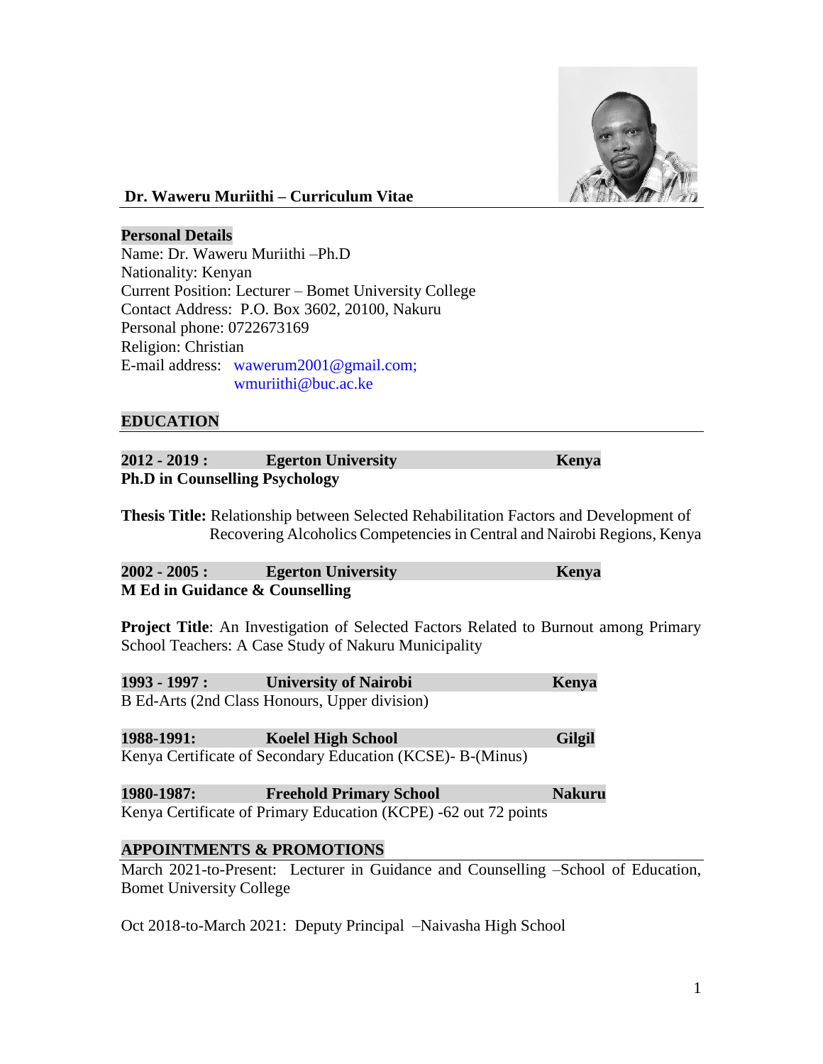# Dr. Waweru Muriithi – Curriculum Vitae

## Personal Details

Name: Dr. Waweru Muriithi –Ph.D
Nationality: Kenyan
Current Position: Lecturer – Bomet University College
Contact Address: P.O. Box 3602, 20100, Nakuru
Personal phone: 0722673169
Religion: Christian
E-mail address: wawerum2001@gmail.com; wmuriithi@buc.ac.ke

## EDUCATION

**2012 - 2019 : Egerton University — Kenya**
**Ph.D in Counselling Psychology**

**Thesis Title:** Relationship between Selected Rehabilitation Factors and Development of Recovering Alcoholics Competencies in Central and Nairobi Regions, Kenya

**2002 - 2005 : Egerton University — Kenya**
**M Ed in Guidance & Counselling**

**Project Title**: An Investigation of Selected Factors Related to Burnout among Primary School Teachers: A Case Study of Nakuru Municipality

**1993 - 1997 : University of Nairobi — Kenya**
B Ed-Arts (2nd Class Honours, Upper division)

**1988-1991: Koelel High School — Gilgil**
Kenya Certificate of Secondary Education (KCSE)- B-(Minus)

**1980-1987: Freehold Primary School — Nakuru**
Kenya Certificate of Primary Education (KCPE) -62 out 72 points

## APPOINTMENTS & PROMOTIONS

March 2021-to-Present: Lecturer in Guidance and Counselling –School of Education, Bomet University College

Oct 2018-to-March 2021: Deputy Principal –Naivasha High School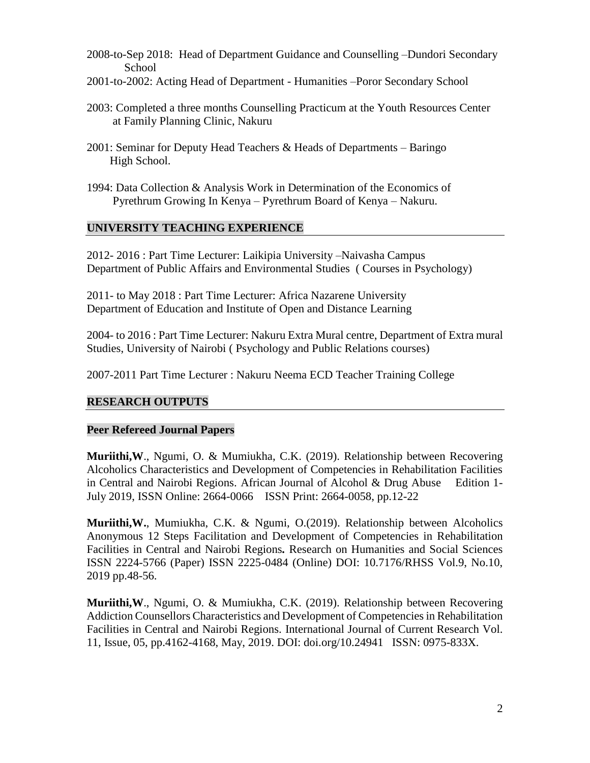2008-to-Sep 2018: Head of Department Guidance and Counselling –Dundori Secondary School

2001-to-2002: Acting Head of Department - Humanities –Poror Secondary School

2003: Completed a three months Counselling Practicum at the Youth Resources Center at Family Planning Clinic, Nakuru

2001: Seminar for Deputy Head Teachers & Heads of Departments – Baringo High School.

1994: Data Collection & Analysis Work in Determination of the Economics of Pyrethrum Growing In Kenya – Pyrethrum Board of Kenya – Nakuru.

## UNIVERSITY TEACHING EXPERIENCE

2012- 2016 : Part Time Lecturer: Laikipia University –Naivasha Campus
Department of Public Affairs and Environmental Studies ( Courses in Psychology)

2011- to May 2018 : Part Time Lecturer: Africa Nazarene University
Department of Education and Institute of Open and Distance Learning

2004- to 2016 : Part Time Lecturer: Nakuru Extra Mural centre, Department of Extra mural Studies, University of Nairobi ( Psychology and Public Relations courses)

2007-2011 Part Time Lecturer : Nakuru Neema ECD Teacher Training College

## RESEARCH OUTPUTS

### Peer Refereed Journal Papers

**Muriithi,W**., Ngumi, O. & Mumiukha, C.K. (2019). Relationship between Recovering Alcoholics Characteristics and Development of Competencies in Rehabilitation Facilities in Central and Nairobi Regions. African Journal of Alcohol & Drug Abuse Edition 1- July 2019, ISSN Online: 2664-0066 ISSN Print: 2664-0058, pp.12-22

**Muriithi,W.**, Mumiukha, C.K. & Ngumi, O.(2019). Relationship between Alcoholics Anonymous 12 Steps Facilitation and Development of Competencies in Rehabilitation Facilities in Central and Nairobi Regions**.** Research on Humanities and Social Sciences ISSN 2224-5766 (Paper) ISSN 2225-0484 (Online) DOI: 10.7176/RHSS Vol.9, No.10, 2019 pp.48-56.

**Muriithi,W**., Ngumi, O. & Mumiukha, C.K. (2019). Relationship between Recovering Addiction Counsellors Characteristics and Development of Competencies in Rehabilitation Facilities in Central and Nairobi Regions. International Journal of Current Research Vol. 11, Issue, 05, pp.4162-4168, May, 2019. DOI: doi.org/10.24941 ISSN: 0975-833X.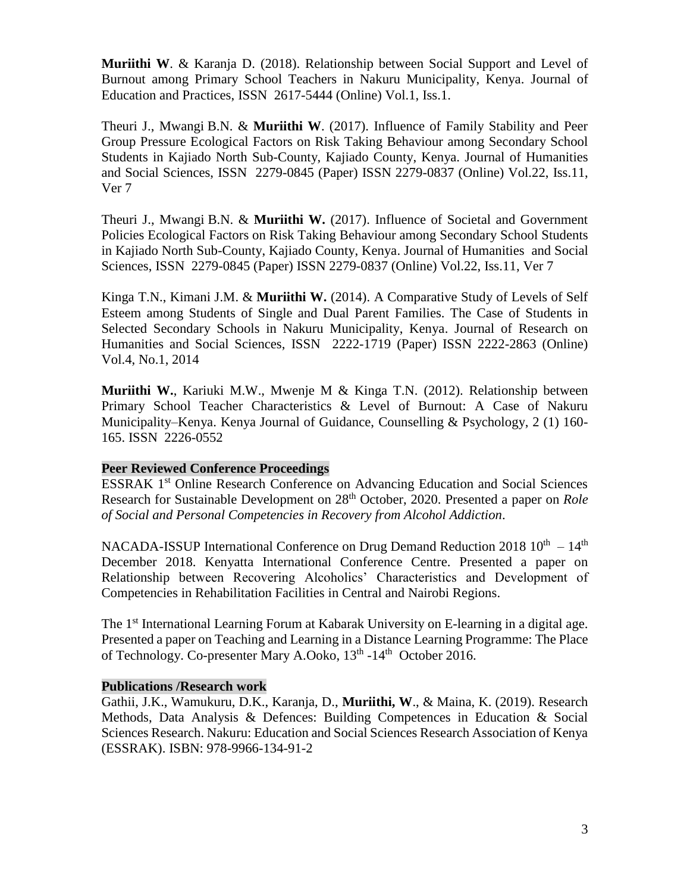**Muriithi W**. & Karanja D. (2018). Relationship between Social Support and Level of Burnout among Primary School Teachers in Nakuru Municipality, Kenya. Journal of Education and Practices, ISSN 2617-5444 (Online) Vol.1, Iss.1.

Theuri J., Mwangi B.N. & **Muriithi W**. (2017). Influence of Family Stability and Peer Group Pressure Ecological Factors on Risk Taking Behaviour among Secondary School Students in Kajiado North Sub-County, Kajiado County, Kenya. Journal of Humanities and Social Sciences, ISSN 2279-0845 (Paper) ISSN 2279-0837 (Online) Vol.22, Iss.11, Ver 7

Theuri J., Mwangi B.N. & **Muriithi W.** (2017). Influence of Societal and Government Policies Ecological Factors on Risk Taking Behaviour among Secondary School Students in Kajiado North Sub-County, Kajiado County, Kenya. Journal of Humanities and Social Sciences, ISSN 2279-0845 (Paper) ISSN 2279-0837 (Online) Vol.22, Iss.11, Ver 7

Kinga T.N., Kimani J.M. & **Muriithi W.** (2014). A Comparative Study of Levels of Self Esteem among Students of Single and Dual Parent Families. The Case of Students in Selected Secondary Schools in Nakuru Municipality, Kenya. Journal of Research on Humanities and Social Sciences, ISSN 2222-1719 (Paper) ISSN 2222-2863 (Online) Vol.4, No.1, 2014

**Muriithi W.**, Kariuki M.W., Mwenje M & Kinga T.N. (2012). Relationship between Primary School Teacher Characteristics & Level of Burnout: A Case of Nakuru Municipality–Kenya. Kenya Journal of Guidance, Counselling & Psychology, 2 (1) 160-165. ISSN 2226-0552

**Peer Reviewed Conference Proceedings**

ESSRAK 1st Online Research Conference on Advancing Education and Social Sciences Research for Sustainable Development on 28th October, 2020. Presented a paper on *Role of Social and Personal Competencies in Recovery from Alcohol Addiction*.

NACADA-ISSUP International Conference on Drug Demand Reduction 2018 10th – 14th December 2018. Kenyatta International Conference Centre. Presented a paper on Relationship between Recovering Alcoholics' Characteristics and Development of Competencies in Rehabilitation Facilities in Central and Nairobi Regions.

The 1st International Learning Forum at Kabarak University on E-learning in a digital age. Presented a paper on Teaching and Learning in a Distance Learning Programme: The Place of Technology. Co-presenter Mary A.Ooko, 13th -14th October 2016.

**Publications /Research work**

Gathii, J.K., Wamukuru, D.K., Karanja, D., **Muriithi, W**., & Maina, K. (2019). Research Methods, Data Analysis & Defences: Building Competences in Education & Social Sciences Research. Nakuru: Education and Social Sciences Research Association of Kenya (ESSRAK). ISBN: 978-9966-134-91-2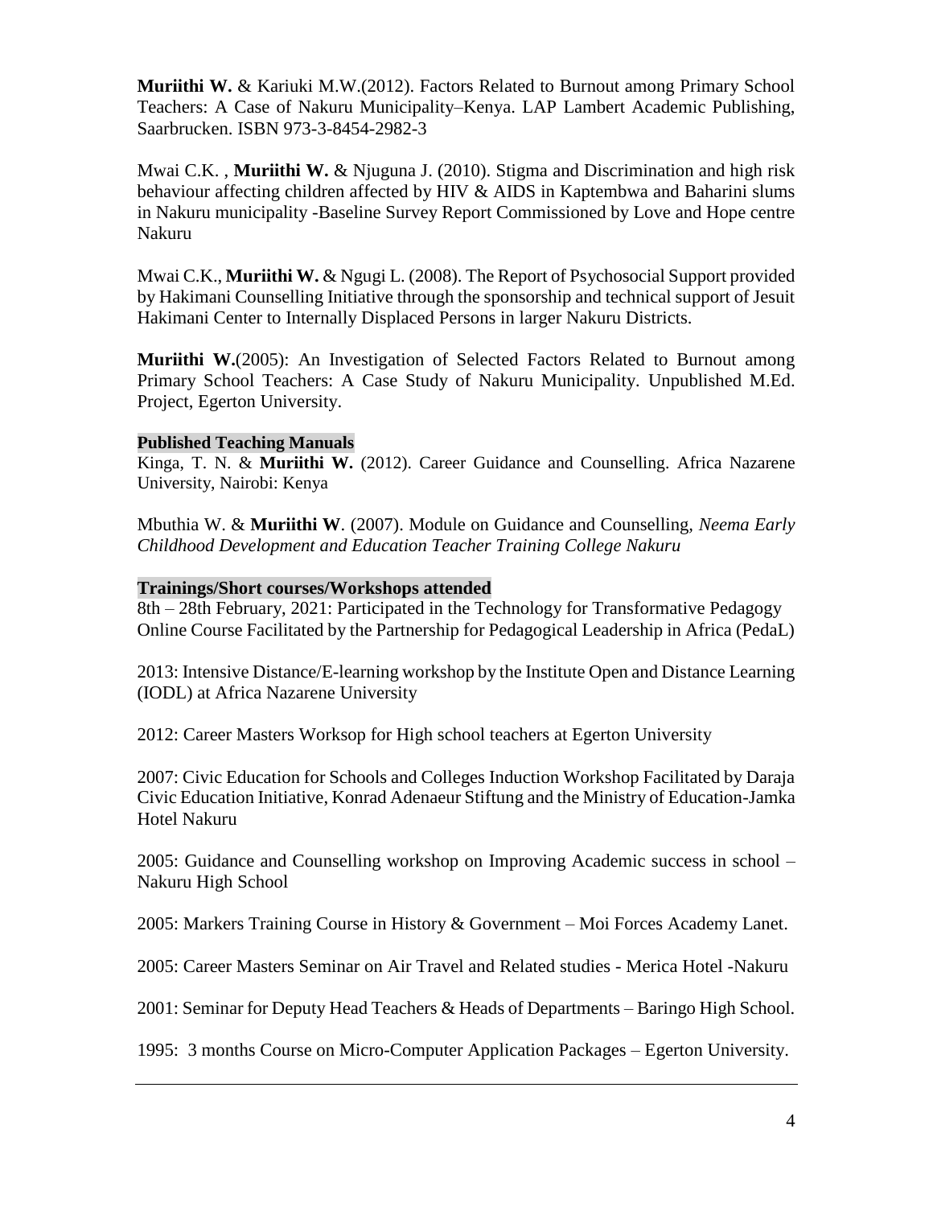**Muriithi W.** & Kariuki M.W.(2012). Factors Related to Burnout among Primary School Teachers: A Case of Nakuru Municipality–Kenya. LAP Lambert Academic Publishing, Saarbrucken. ISBN 973-3-8454-2982-3

Mwai C.K. , **Muriithi W.** & Njuguna J. (2010). Stigma and Discrimination and high risk behaviour affecting children affected by HIV & AIDS in Kaptembwa and Baharini slums in Nakuru municipality -Baseline Survey Report Commissioned by Love and Hope centre Nakuru

Mwai C.K., **Muriithi W.** & Ngugi L. (2008). The Report of Psychosocial Support provided by Hakimani Counselling Initiative through the sponsorship and technical support of Jesuit Hakimani Center to Internally Displaced Persons in larger Nakuru Districts.

**Muriithi W.**(2005): An Investigation of Selected Factors Related to Burnout among Primary School Teachers: A Case Study of Nakuru Municipality. Unpublished M.Ed. Project, Egerton University.

**Published Teaching Manuals**

Kinga, T. N. & **Muriithi W.** (2012). Career Guidance and Counselling. Africa Nazarene University, Nairobi: Kenya

Mbuthia W. & **Muriithi W**. (2007). Module on Guidance and Counselling, *Neema Early Childhood Development and Education Teacher Training College Nakuru*

**Trainings/Short courses/Workshops attended**

8th – 28th February, 2021: Participated in the Technology for Transformative Pedagogy Online Course Facilitated by the Partnership for Pedagogical Leadership in Africa (PedaL)

2013: Intensive Distance/E-learning workshop by the Institute Open and Distance Learning (IODL) at Africa Nazarene University

2012: Career Masters Worksop for High school teachers at Egerton University

2007: Civic Education for Schools and Colleges Induction Workshop Facilitated by Daraja Civic Education Initiative, Konrad Adenaeur Stiftung and the Ministry of Education-Jamka Hotel Nakuru

2005: Guidance and Counselling workshop on Improving Academic success in school – Nakuru High School

2005: Markers Training Course in History & Government – Moi Forces Academy Lanet.

2005: Career Masters Seminar on Air Travel and Related studies - Merica Hotel -Nakuru

2001: Seminar for Deputy Head Teachers & Heads of Departments – Baringo High School.

1995: 3 months Course on Micro-Computer Application Packages – Egerton University.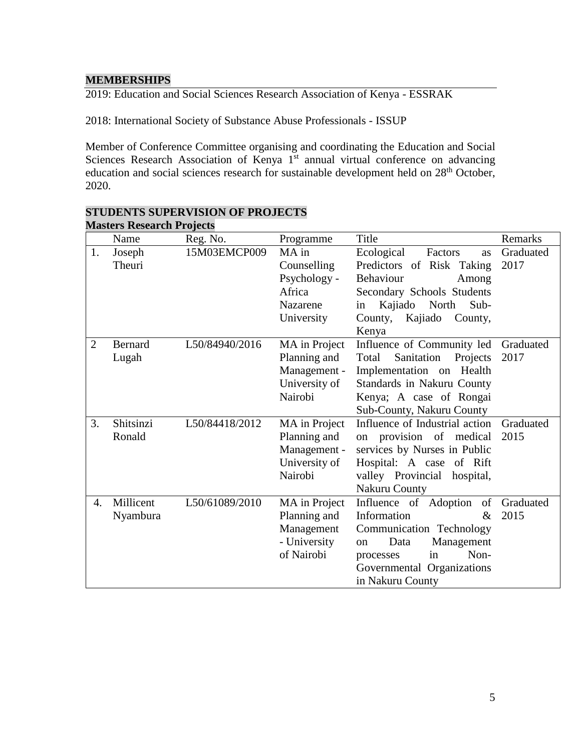## MEMBERSHIPS

2019: Education and Social Sciences Research Association of Kenya - ESSRAK

2018: International Society of Substance Abuse Professionals - ISSUP

Member of Conference Committee organising and coordinating the Education and Social Sciences Research Association of Kenya 1st annual virtual conference on advancing education and social sciences research for sustainable development held on 28th October, 2020.

## STUDENTS SUPERVISION OF PROJECTS

### Masters Research Projects

| | Name | Reg. No. | Programme | Title | Remarks |
|---|---|---|---|---|---|
| 1. | Joseph Theuri | 15M03EMCP009 | MA in Counselling Psychology - Africa Nazarene University | Ecological Factors as Predictors of Risk Taking Behaviour Among Secondary Schools Students in Kajiado North Sub-County, Kajiado County, Kenya | Graduated 2017 |
| 2 | Bernard Lugah | L50/84940/2016 | MA in Project Planning and Management - University of Nairobi | Influence of Community led Total Sanitation Projects Implementation on Health Standards in Nakuru County Kenya; A case of Rongai Sub-County, Nakuru County | Graduated 2017 |
| 3. | Shitsinzi Ronald | L50/84418/2012 | MA in Project Planning and Management - University of Nairobi | Influence of Industrial action on provision of medical services by Nurses in Public Hospital: A case of Rift valley Provincial hospital, Nakuru County | Graduated 2015 |
| 4. | Millicent Nyambura | L50/61089/2010 | MA in Project Planning and Management - University of Nairobi | Influence of Adoption of Information & Communication Technology on Data Management processes in Non-Governmental Organizations in Nakuru County | Graduated 2015 |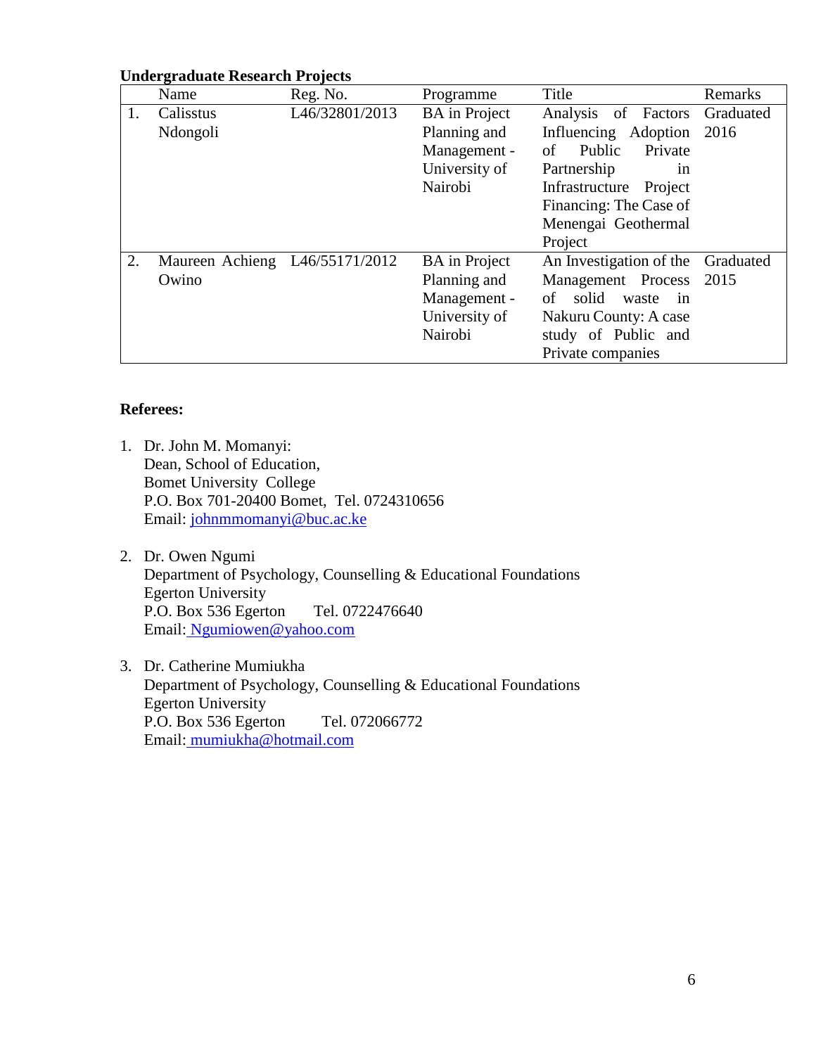**Undergraduate Research Projects**

| | Name | Reg. No. | Programme | Title | Remarks |
|---|---|---|---|---|---|
| 1. | Calisstus Ndongoli | L46/32801/2013 | BA in Project Planning and Management - University of Nairobi | Analysis of Factors Influencing Adoption of Public Private Partnership in Infrastructure Project Financing: The Case of Menengai Geothermal Project | Graduated 2016 |
| 2. | Maureen Achieng Owino | L46/55171/2012 | BA in Project Planning and Management - University of Nairobi | An Investigation of the Management Process of solid waste in Nakuru County: A case study of Public and Private companies | Graduated 2015 |

**Referees:**

1. Dr. John M. Momanyi:
   Dean, School of Education,
   Bomet University College
   P.O. Box 701-20400 Bomet, Tel. 0724310656
   Email: johnmmomanyi@buc.ac.ke

2. Dr. Owen Ngumi
   Department of Psychology, Counselling & Educational Foundations
   Egerton University
   P.O. Box 536 Egerton Tel. 0722476640
   Email: Ngumiowen@yahoo.com

3. Dr. Catherine Mumiukha
   Department of Psychology, Counselling & Educational Foundations
   Egerton University
   P.O. Box 536 Egerton Tel. 072066772
   Email: mumiukha@hotmail.com